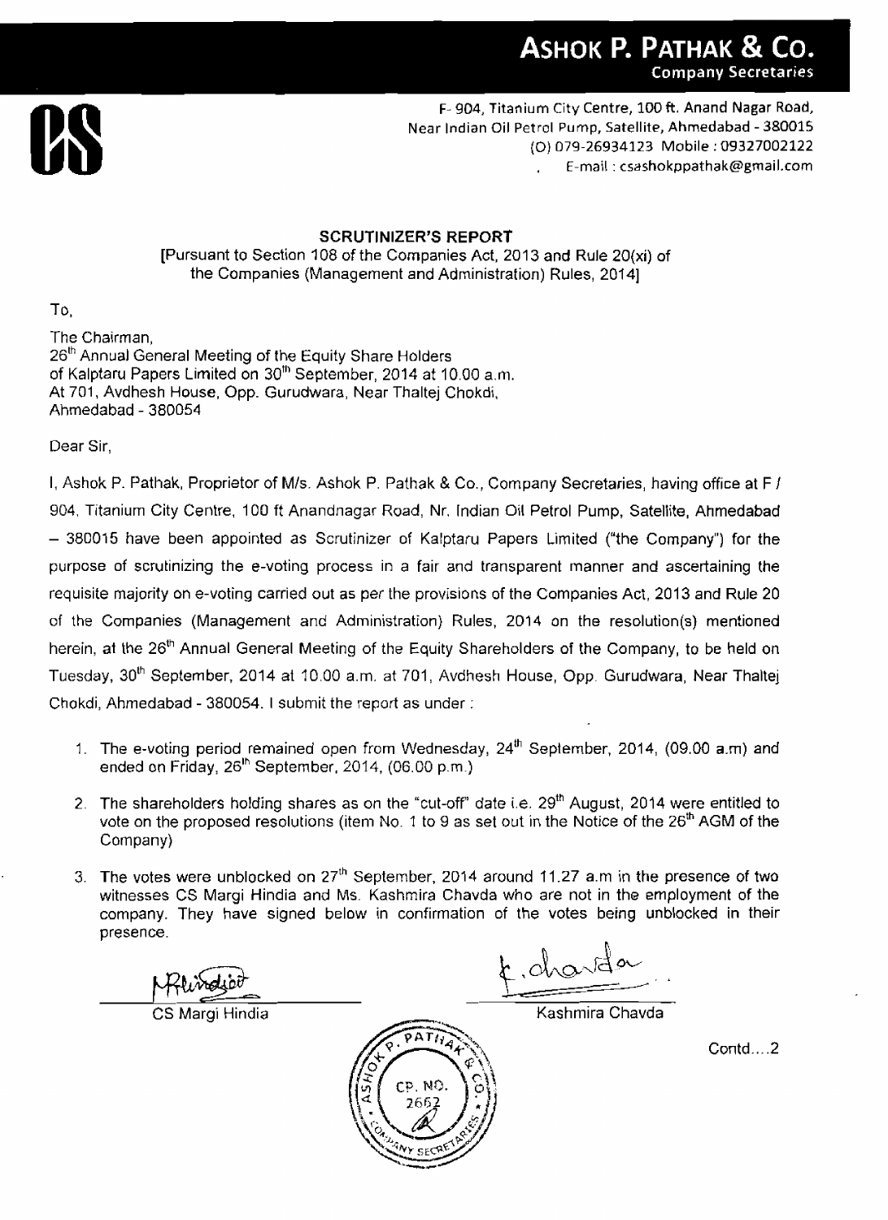**ASHOK P. PATHAK & CO.**
Company Secretaries

F-904, Titanium City Centre, 100 ft. Anand Nagar Road,
Near Indian Oil Petrol Pump, Satellite, Ahmedabad - 380015
(O) 079-26934123 Mobile : 09327002122
E-mail : csashokppathak@gmail.com

## SCRUTINIZER'S REPORT

[Pursuant to Section 108 of the Companies Act, 2013 and Rule 20(xi) of the Companies (Management and Administration) Rules, 2014]

To,

The Chairman,
26th Annual General Meeting of the Equity Share Holders
of Kalptaru Papers Limited on 30th September, 2014 at 10.00 a.m.
At 701, Avdhesh House, Opp. Gurudwara, Near Thaltej Chokdi,
Ahmedabad - 380054

Dear Sir,

I, Ashok P. Pathak, Proprietor of M/s. Ashok P. Pathak & Co., Company Secretaries, having office at F / 904, Titanium City Centre, 100 ft Anandnagar Road, Nr. Indian Oil Petrol Pump, Satellite, Ahmedabad – 380015 have been appointed as Scrutinizer of Kalptaru Papers Limited ("the Company") for the purpose of scrutinizing the e-voting process in a fair and transparent manner and ascertaining the requisite majority on e-voting carried out as per the provisions of the Companies Act, 2013 and Rule 20 of the Companies (Management and Administration) Rules, 2014 on the resolution(s) mentioned herein, at the 26th Annual General Meeting of the Equity Shareholders of the Company, to be held on Tuesday, 30th September, 2014 at 10.00 a.m. at 701, Avdhesh House, Opp. Gurudwara, Near Thaltej Chokdi, Ahmedabad - 380054. I submit the report as under :

1. The e-voting period remained open from Wednesday, 24th September, 2014, (09.00 a.m) and ended on Friday, 26th September, 2014, (06.00 p.m.)
2. The shareholders holding shares as on the "cut-off" date i.e. 29th August, 2014 were entitled to vote on the proposed resolutions (item No. 1 to 9 as set out in the Notice of the 26th AGM of the Company)
3. The votes were unblocked on 27th September, 2014 around 11.27 a.m in the presence of two witnesses CS Margi Hindia and Ms. Kashmira Chavda who are not in the employment of the company. They have signed below in confirmation of the votes being unblocked in their presence.

CS Margi Hindia

Kashmira Chavda

Contd....2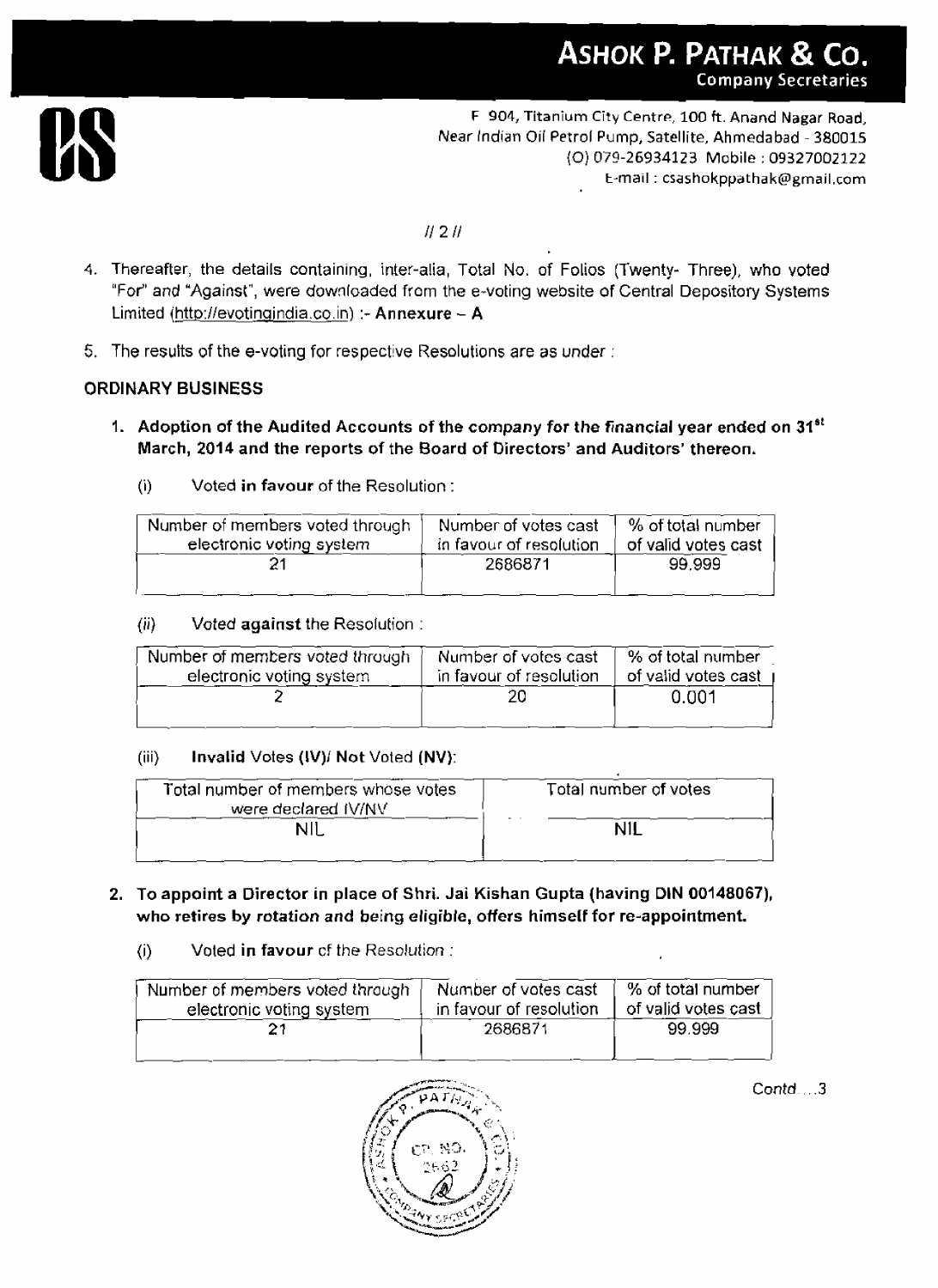4. Thereafter, the details containing, inter-alia, Total No. of Folios (Twenty- Three), who voted "For" and "Against", were downloaded from the e-voting website of Central Depository Systems Limited (http://evotingindia.co.in) :- **Annexure – A**

5. The results of the e-voting for respective Resolutions are as under :

**ORDINARY BUSINESS**

1. **Adoption of the Audited Accounts of the company for the financial year ended on 31st March, 2014 and the reports of the Board of Directors' and Auditors' thereon.**

   (i) Voted **in favour** of the Resolution :

| Number of members voted through electronic voting system | Number of votes cast in favour of resolution | % of total number of valid votes cast |
|---|---|---|
| 21 | 2686871 | 99.999 |

   (ii) Voted **against** the Resolution :

| Number of members voted through electronic voting system | Number of votes cast in favour of resolution | % of total number of valid votes cast |
|---|---|---|
| 2 | 20 | 0.001 |

   (iii) **Invalid** Votes **(IV)**/ **Not** Voted **(NV)**:

| Total number of members whose votes were declared IV/NV | Total number of votes |
|---|---|
| NIL | NIL |

2. **To appoint a Director in place of Shri. Jai Kishan Gupta (having DIN 00148067), who retires by rotation and being eligible, offers himself for re-appointment.**

   (i) Voted **in favour** of the Resolution :

| Number of members voted through electronic voting system | Number of votes cast in favour of resolution | % of total number of valid votes cast |
|---|---|---|
| 21 | 2686871 | 99.999 |

Contd....3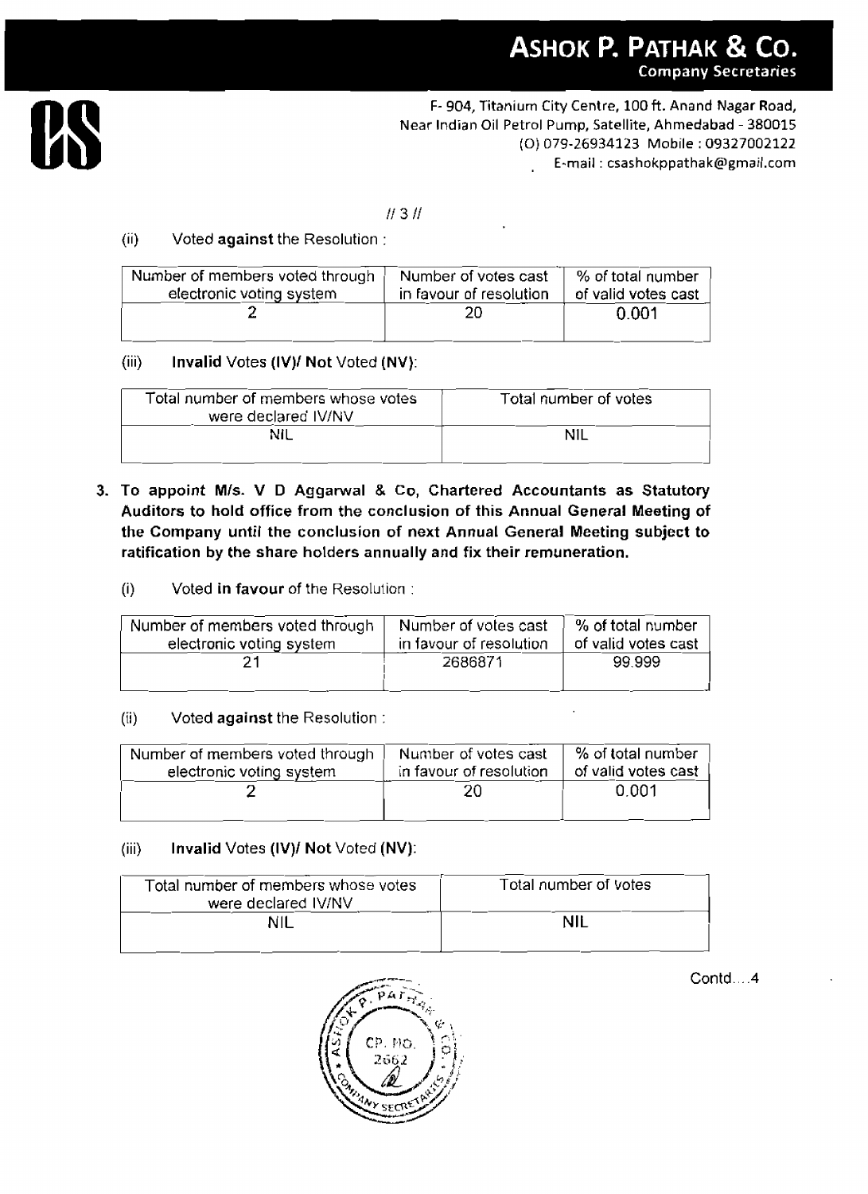(ii) Voted **against** the Resolution :

| Number of members voted through electronic voting system | Number of votes cast in favour of resolution | % of total number of valid votes cast |
|---|---|---|
| 2 | 20 | 0.001 |

(iii) **Invalid** Votes **(IV)/ Not** Voted **(NV)**:

| Total number of members whose votes were declared IV/NV | Total number of votes |
|---|---|
| NIL | NIL |

3. **To appoint M/s. V D Aggarwal & Co, Chartered Accountants as Statutory Auditors to hold office from the conclusion of this Annual General Meeting of the Company until the conclusion of next Annual General Meeting subject to ratification by the share holders annually and fix their remuneration.**

(i) Voted **in favour** of the Resolution :

| Number of members voted through electronic voting system | Number of votes cast in favour of resolution | % of total number of valid votes cast |
|---|---|---|
| 21 | 2686871 | 99.999 |

(ii) Voted **against** the Resolution :

| Number of members voted through electronic voting system | Number of votes cast in favour of resolution | % of total number of valid votes cast |
|---|---|---|
| 2 | 20 | 0.001 |

(iii) **Invalid** Votes **(IV)/ Not** Voted **(NV)**:

| Total number of members whose votes were declared IV/NV | Total number of votes |
|---|---|
| NIL | NIL |

Contd....4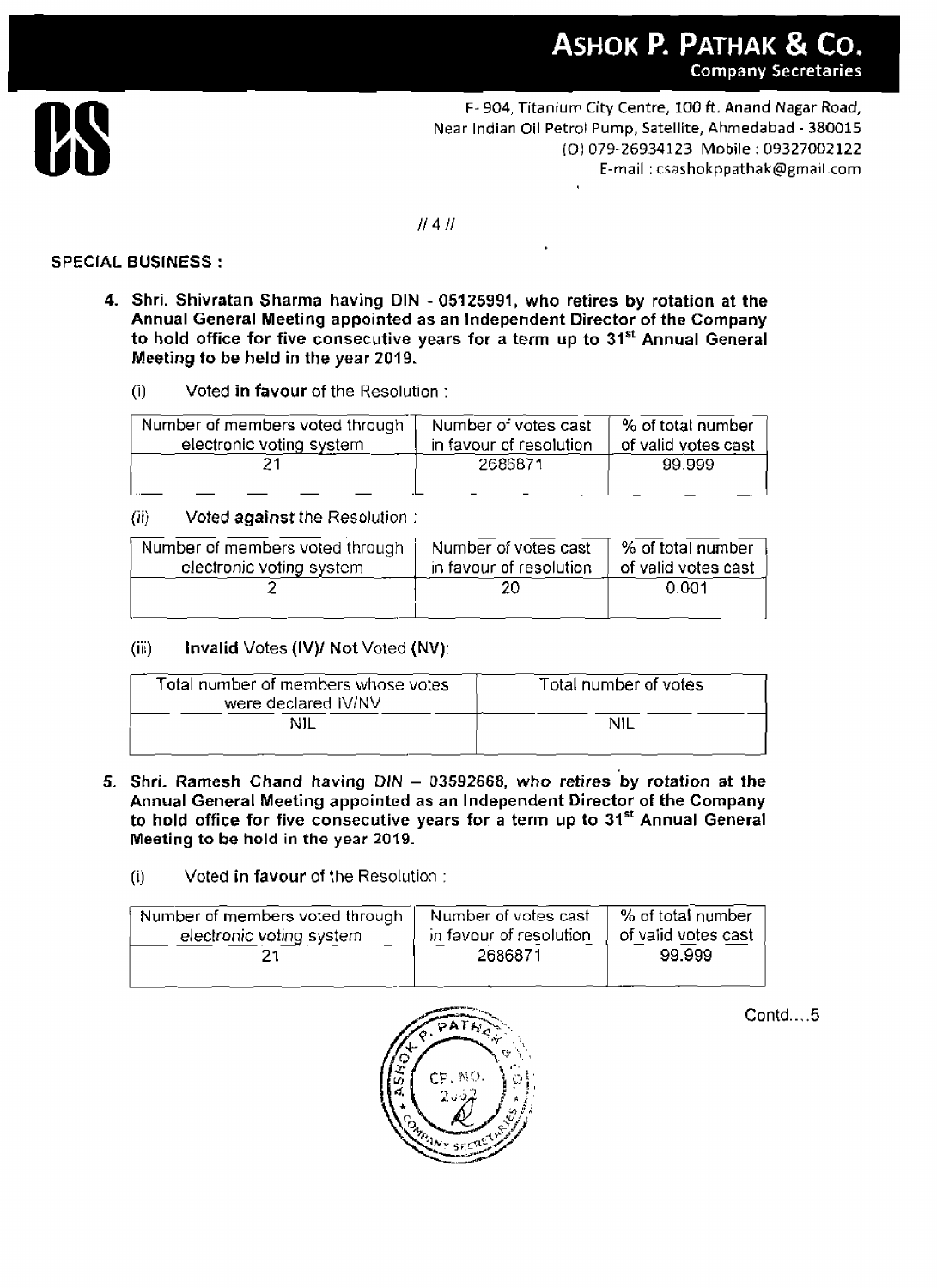**SPECIAL BUSINESS :**

**4. Shri. Shivratan Sharma having DIN - 05125991, who retires by rotation at the Annual General Meeting appointed as an Independent Director of the Company to hold office for five consecutive years for a term up to 31st Annual General Meeting to be held in the year 2019.**

(i) Voted **in favour** of the Resolution :

| Number of members voted through electronic voting system | Number of votes cast in favour of resolution | % of total number of valid votes cast |
|---|---|---|
| 21 | 2686871 | 99.999 |

(ii) Voted **against** the Resolution :

| Number of members voted through electronic voting system | Number of votes cast in favour of resolution | % of total number of valid votes cast |
|---|---|---|
| 2 | 20 | 0.001 |

(iii) **Invalid** Votes **(IV)/ Not** Voted **(NV)**:

| Total number of members whose votes were declared IV/NV | Total number of votes |
|---|---|
| NIL | NIL |

**5. Shri. Ramesh Chand having DIN – 03592668, who retires by rotation at the Annual General Meeting appointed as an Independent Director of the Company to hold office for five consecutive years for a term up to 31st Annual General Meeting to be hold in the year 2019.**

(i) Voted **in favour** of the Resolution :

| Number of members voted through electronic voting system | Number of votes cast in favour of resolution | % of total number of valid votes cast |
|---|---|---|
| 21 | 2686871 | 99.999 |

Contd....5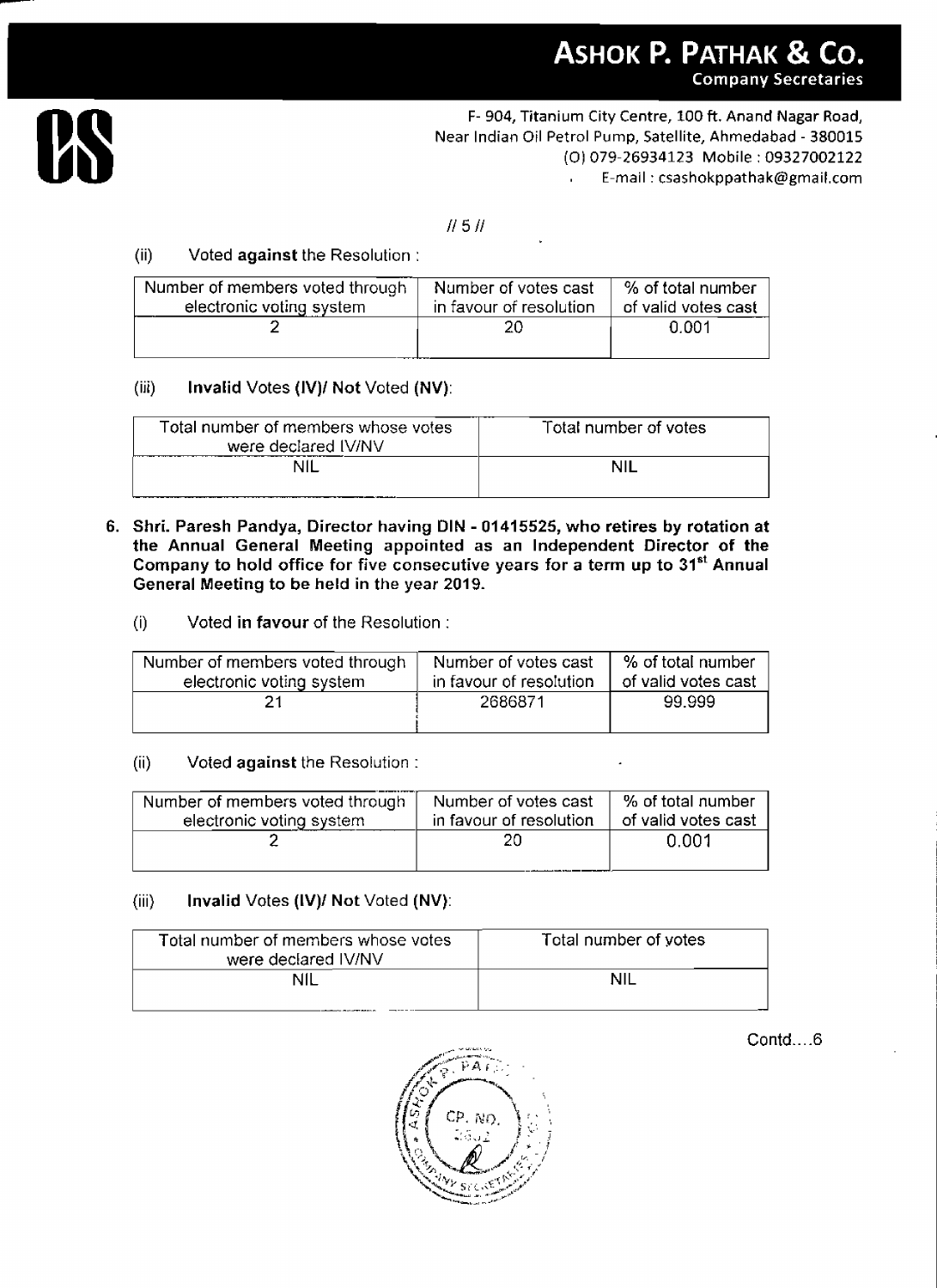(ii) Voted **against** the Resolution :

| Number of members voted through electronic voting system | Number of votes cast in favour of resolution | % of total number of valid votes cast |
|---|---|---|
| 2 | 20 | 0.001 |

(iii) **Invalid** Votes **(IV)/ Not** Voted **(NV)**:

| Total number of members whose votes were declared IV/NV | Total number of votes |
|---|---|
| NIL | NIL |

**6. Shri. Paresh Pandya, Director having DIN - 01415525, who retires by rotation at the Annual General Meeting appointed as an Independent Director of the Company to hold office for five consecutive years for a term up to 31st Annual General Meeting to be held in the year 2019.**

(i) Voted **in favour** of the Resolution :

| Number of members voted through electronic voting system | Number of votes cast in favour of resolution | % of total number of valid votes cast |
|---|---|---|
| 21 | 2686871 | 99.999 |

(ii) Voted **against** the Resolution :

| Number of members voted through electronic voting system | Number of votes cast in favour of resolution | % of total number of valid votes cast |
|---|---|---|
| 2 | 20 | 0.001 |

(iii) **Invalid** Votes **(IV)/ Not** Voted **(NV)**:

| Total number of members whose votes were declared IV/NV | Total number of votes |
|---|---|
| NIL | NIL |

Contd....6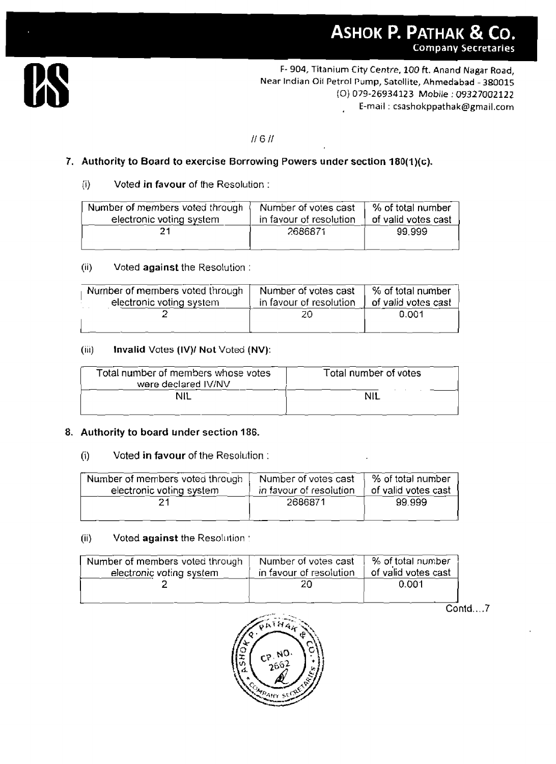## 7. Authority to Board to exercise Borrowing Powers under section 180(1)(c).

(i) Voted **in favour** of the Resolution :

| Number of members voted through electronic voting system | Number of votes cast in favour of resolution | % of total number of valid votes cast |
|---|---|---|
| 21 | 2686871 | 99.999 |

(ii) Voted **against** the Resolution :

| Number of members voted through electronic voting system | Number of votes cast in favour of resolution | % of total number of valid votes cast |
|---|---|---|
| 2 | 20 | 0.001 |

(iii) **Invalid** Votes **(IV)/ Not** Voted **(NV)**:

| Total number of members whose votes were declared IV/NV | Total number of votes |
|---|---|
| NIL | NIL |

## 8. Authority to board under section 186.

(i) Voted **in favour** of the Resolution :

| Number of members voted through electronic voting system | Number of votes cast in favour of resolution | % of total number of valid votes cast |
|---|---|---|
| 21 | 2686871 | 99.999 |

(ii) Voted **against** the Resolution :

| Number of members voted through electronic voting system | Number of votes cast in favour of resolution | % of total number of valid votes cast |
|---|---|---|
| 2 | 20 | 0.001 |

Contd....7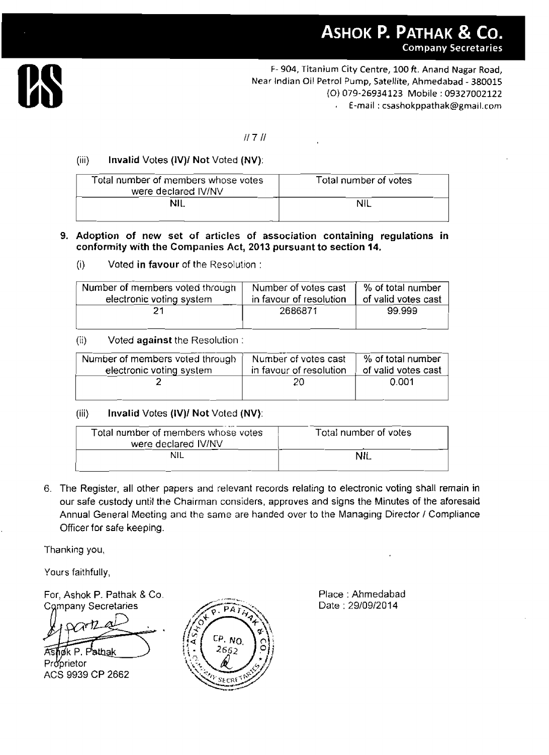# ASHOK P. PATHAK & CO.
Company Secretaries

F- 904, Titanium City Centre, 100 ft. Anand Nagar Road, Near Indian Oil Petrol Pump, Satellite, Ahmedabad - 380015
(O) 079-26934123 Mobile : 09327002122
E-mail : csashokppathak@gmail.com

// 7 //

(iii) **Invalid** Votes **(IV)/ Not** Voted **(NV)**:

| Total number of members whose votes were declared IV/NV | Total number of votes |
| --- | --- |
| NIL | NIL |

**9. Adoption of new set of articles of association containing regulations in conformity with the Companies Act, 2013 pursuant to section 14.**

(i) Voted **in favour** of the Resolution :

| Number of members voted through electronic voting system | Number of votes cast in favour of resolution | % of total number of valid votes cast |
| --- | --- | --- |
| 21 | 2686871 | 99.999 |

(ii) Voted **against** the Resolution :

| Number of members voted through electronic voting system | Number of votes cast in favour of resolution | % of total number of valid votes cast |
| --- | --- | --- |
| 2 | 20 | 0.001 |

(iii) **Invalid** Votes **(IV)/ Not** Voted **(NV)**:

| Total number of members whose votes were declared IV/NV | Total number of votes |
| --- | --- |
| NIL | NIL |

6. The Register, all other papers and relevant records relating to electronic voting shall remain in our safe custody until the Chairman considers, approves and signs the Minutes of the aforesaid Annual General Meeting and the same are handed over to the Managing Director / Compliance Officer for safe keeping.

Thanking you,

Yours faithfully,

For, Ashok P. Pathak & Co.
Company Secretaries

Ashok P. Pathak
Proprietor
ACS 9939 CP 2662

Place : Ahmedabad
Date : 29/09/2014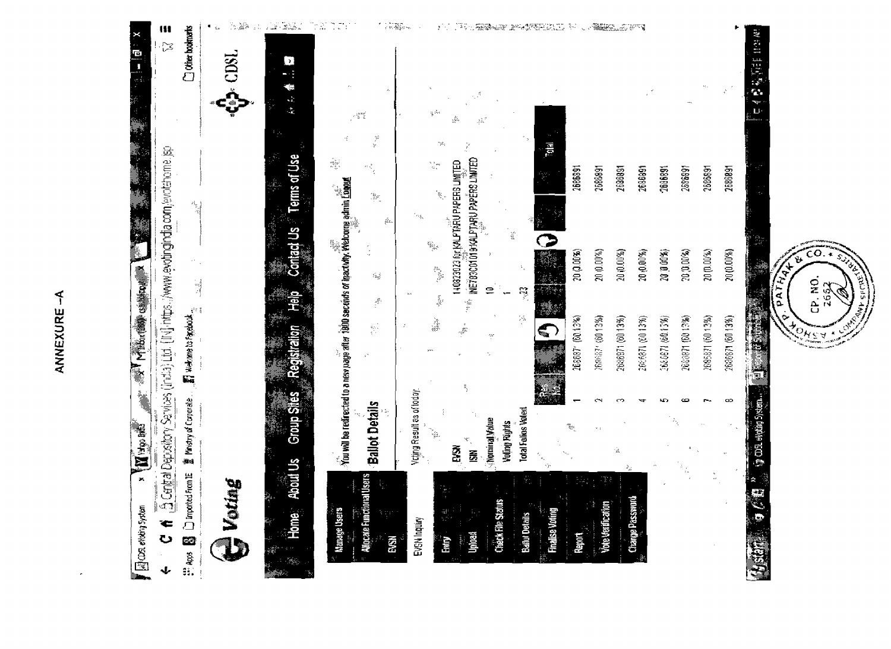# ANNEXURE –A

## Ballot Details

You will be redirected to a new page after 1800 seconds of inactivity. Welcome admin Logout

Voting Result as of today:

| | |
|---|---|
| EVSN | 140823023 for KALPTARU PAPERS LIMITED |
| ISIN | INE783C01019 KALPTARU PAPERS LIMITED |
| Nominal Value | 10 |
| Voting Rights | 1 |
| Total Folios Voted | 23 |

| Res No. | | | Total |
|---|---|---|---|
| 1 | 2686871 (60.13%) | 20 (0.00%) | 2686891 |
| 2 | 2686871 (60.13%) | 20 (0.00%) | 2686891 |
| 3 | 2686871 (60.13%) | 20 (0.00%) | 2686891 |
| 4 | 2686871 (60.13%) | 20 (0.00%) | 2686891 |
| 5 | 2686871 (60.13%) | 20 (0.00%) | 2686891 |
| 6 | 2686871 (60.13%) | 20 (0.00%) | 2686891 |
| 7 | 2686871 (60.13%) | 20 (0.00%) | 2686891 |
| 8 | 2686871 (60.13%) | 20 (0.00%) | 2686891 |

ASHOK P. PATHAK & CO. COMPANY SECRETARIES CP. NO. 2662